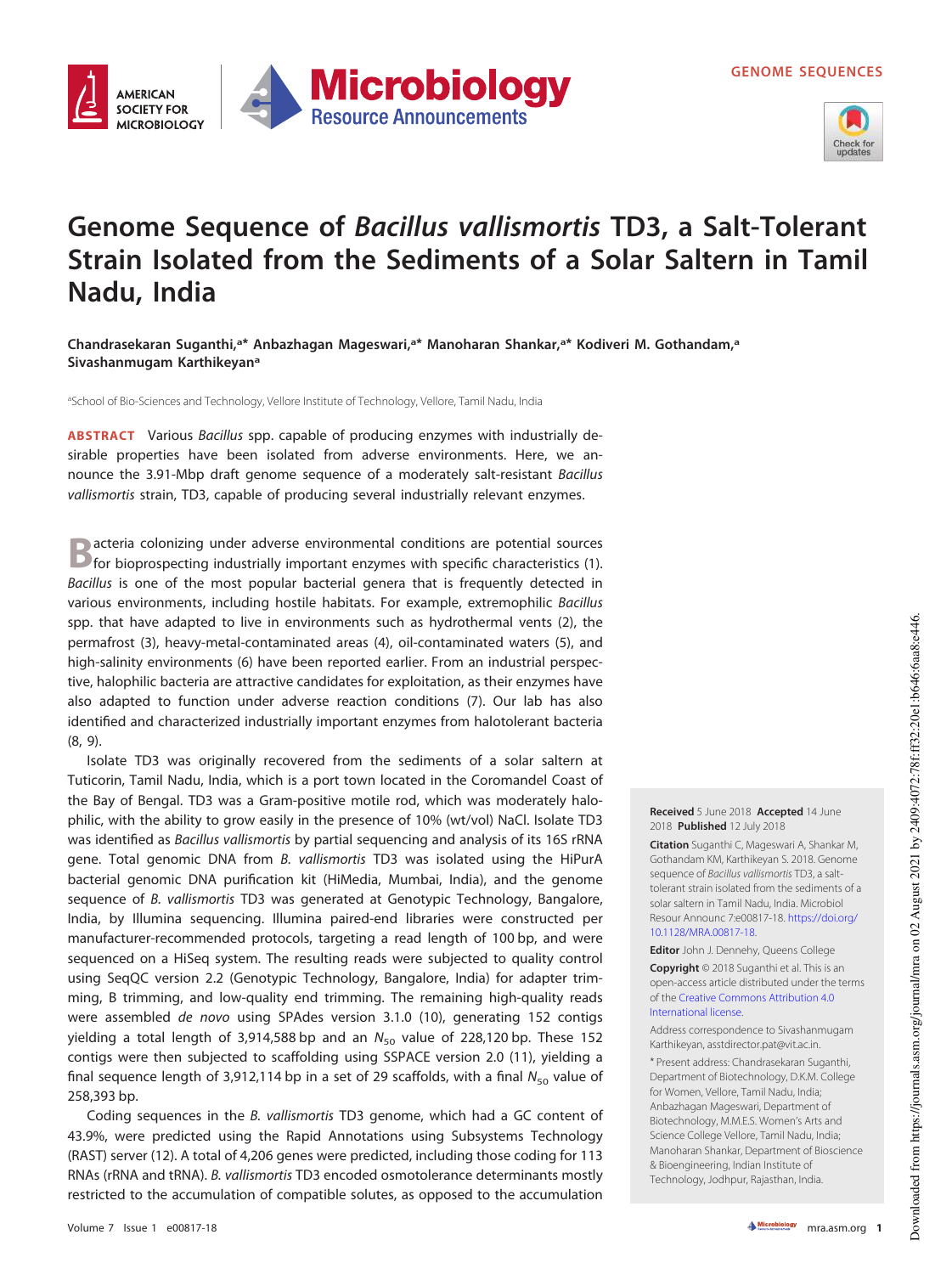GENOME SEQUENCES

# Genome Sequence of *Bacillus vallismortis* TD3, a Salt-Tolerant Strain Isolated from the Sediments of a Solar Saltern in Tamil Nadu, India

**Chandrasekaran Suganthi,[a*] Anbazhagan Mageswari,[a*] Manoharan Shankar,[a*] Kodiveri M. Gothandam,[a] Sivashanmugam Karthikeyan[a]**

[a]School of Bio-Sciences and Technology, Vellore Institute of Technology, Vellore, Tamil Nadu, India

**ABSTRACT** Various *Bacillus* spp. capable of producing enzymes with industrially desirable properties have been isolated from adverse environments. Here, we announce the 3.91-Mbp draft genome sequence of a moderately salt-resistant *Bacillus vallismortis* strain, TD3, capable of producing several industrially relevant enzymes.

Bacteria colonizing under adverse environmental conditions are potential sources for bioprospecting industrially important enzymes with specific characteristics (1). *Bacillus* is one of the most popular bacterial genera that is frequently detected in various environments, including hostile habitats. For example, extremophilic *Bacillus* spp. that have adapted to live in environments such as hydrothermal vents (2), the permafrost (3), heavy-metal-contaminated areas (4), oil-contaminated waters (5), and high-salinity environments (6) have been reported earlier. From an industrial perspective, halophilic bacteria are attractive candidates for exploitation, as their enzymes have also adapted to function under adverse reaction conditions (7). Our lab has also identified and characterized industrially important enzymes from halotolerant bacteria (8, 9).

Isolate TD3 was originally recovered from the sediments of a solar saltern at Tuticorin, Tamil Nadu, India, which is a port town located in the Coromandel Coast of the Bay of Bengal. TD3 was a Gram-positive motile rod, which was moderately halophilic, with the ability to grow easily in the presence of 10% (wt/vol) NaCl. Isolate TD3 was identified as *Bacillus vallismortis* by partial sequencing and analysis of its 16S rRNA gene. Total genomic DNA from *B. vallismortis* TD3 was isolated using the HiPurA bacterial genomic DNA purification kit (HiMedia, Mumbai, India), and the genome sequence of *B. vallismortis* TD3 was generated at Genotypic Technology, Bangalore, India, by Illumina sequencing. Illumina paired-end libraries were constructed per manufacturer-recommended protocols, targeting a read length of 100 bp, and were sequenced on a HiSeq system. The resulting reads were subjected to quality control using SeqQC version 2.2 (Genotypic Technology, Bangalore, India) for adapter trimming, B trimming, and low-quality end trimming. The remaining high-quality reads were assembled *de novo* using SPAdes version 3.1.0 (10), generating 152 contigs yielding a total length of 3,914,588 bp and an $N_{50}$ value of 228,120 bp. These 152 contigs were then subjected to scaffolding using SSPACE version 2.0 (11), yielding a final sequence length of 3,912,114 bp in a set of 29 scaffolds, with a final $N_{50}$ value of 258,393 bp.

Coding sequences in the *B. vallismortis* TD3 genome, which had a GC content of 43.9%, were predicted using the Rapid Annotations using Subsystems Technology (RAST) server (12). A total of 4,206 genes were predicted, including those coding for 113 RNAs (rRNA and tRNA). *B. vallismortis* TD3 encoded osmotolerance determinants mostly restricted to the accumulation of compatible solutes, as opposed to the accumulation

**Received** 5 June 2018 **Accepted** 14 June 2018 **Published** 12 July 2018

**Citation** Suganthi C, Mageswari A, Shankar M, Gothandam KM, Karthikeyan S. 2018. Genome sequence of *Bacillus vallismortis* TD3, a salt-tolerant strain isolated from the sediments of a solar saltern in Tamil Nadu, India. Microbiol Resour Announc 7:e00817-18. https://doi.org/10.1128/MRA.00817-18.

**Editor** John J. Dennehy, Queens College

**Copyright** © 2018 Suganthi et al. This is an open-access article distributed under the terms of the Creative Commons Attribution 4.0 International license.

Address correspondence to Sivashanmugam Karthikeyan, asstdirector.pat@vit.ac.in.

* Present address: Chandrasekaran Suganthi, Department of Biotechnology, D.K.M. College for Women, Vellore, Tamil Nadu, India; Anbazhagan Mageswari, Department of Biotechnology, M.M.E.S. Women's Arts and Science College Vellore, Tamil Nadu, India; Manoharan Shankar, Department of Bioscience & Bioengineering, Indian Institute of Technology, Jodhpur, Rajasthan, India.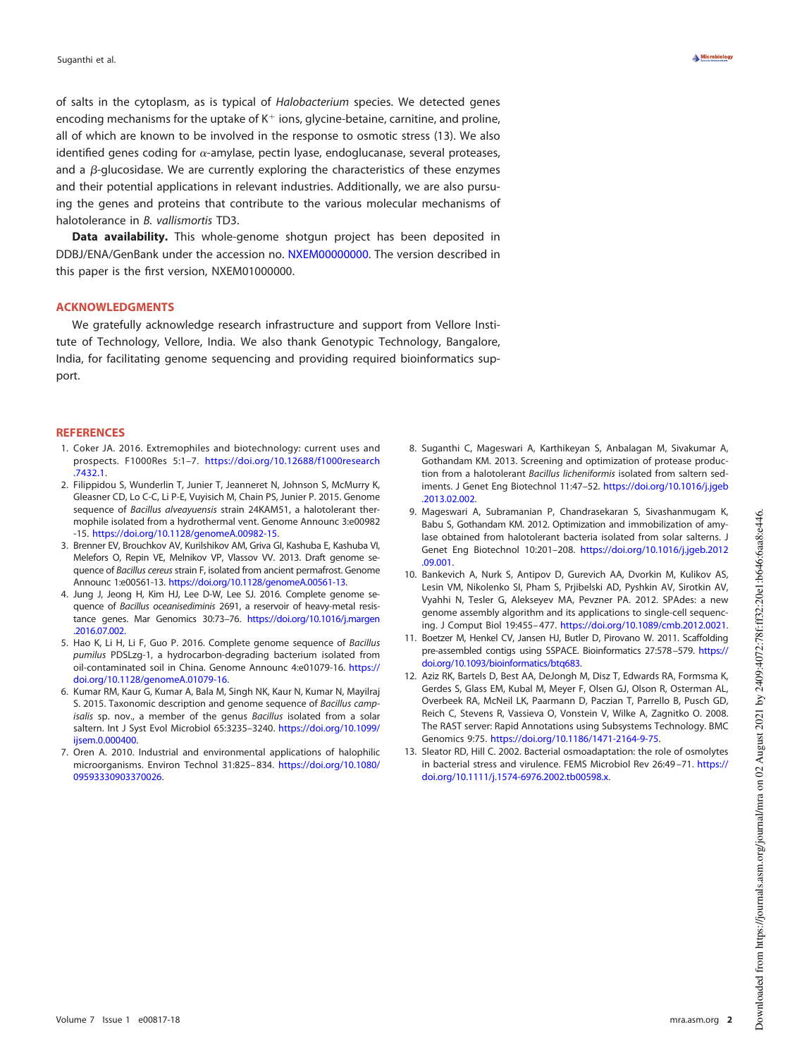of salts in the cytoplasm, as is typical of *Halobacterium* species. We detected genes encoding mechanisms for the uptake of $K^+$ ions, glycine-betaine, carnitine, and proline, all of which are known to be involved in the response to osmotic stress (13). We also identified genes coding for $\alpha$-amylase, pectin lyase, endoglucanase, several proteases, and a $\beta$-glucosidase. We are currently exploring the characteristics of these enzymes and their potential applications in relevant industries. Additionally, we are also pursuing the genes and proteins that contribute to the various molecular mechanisms of halotolerance in *B. vallismortis* TD3.

**Data availability.** This whole-genome shotgun project has been deposited in DDBJ/ENA/GenBank under the accession no. NXEM00000000. The version described in this paper is the first version, NXEM01000000.

## ACKNOWLEDGMENTS

We gratefully acknowledge research infrastructure and support from Vellore Institute of Technology, Vellore, India. We also thank Genotypic Technology, Bangalore, India, for facilitating genome sequencing and providing required bioinformatics support.

## REFERENCES

1. Coker JA. 2016. Extremophiles and biotechnology: current uses and prospects. F1000Res 5:1–7. https://doi.org/10.12688/f1000research.7432.1.
2. Filippidou S, Wunderlin T, Junier T, Jeanneret N, Johnson S, McMurry K, Gleasner CD, Lo C-C, Li P-E, Vuyisich M, Chain PS, Junier P. 2015. Genome sequence of *Bacillus alveayuensis* strain 24KAM51, a halotolerant thermophile isolated from a hydrothermal vent. Genome Announc 3:e00982-15. https://doi.org/10.1128/genomeA.00982-15.
3. Brenner EV, Brouchkov AV, Kurilshikov AM, Griva GI, Kashuba E, Kashuba VI, Melefors O, Repin VE, Melnikov VP, Vlassov VV. 2013. Draft genome sequence of *Bacillus cereus* strain F, isolated from ancient permafrost. Genome Announc 1:e00561-13. https://doi.org/10.1128/genomeA.00561-13.
4. Jung J, Jeong H, Kim HJ, Lee D-W, Lee SJ. 2016. Complete genome sequence of *Bacillus oceanisediminis* 2691, a reservoir of heavy-metal resistance genes. Mar Genomics 30:73–76. https://doi.org/10.1016/j.margen.2016.07.002.
5. Hao K, Li H, Li F, Guo P. 2016. Complete genome sequence of *Bacillus pumilus* PDSLzg-1, a hydrocarbon-degrading bacterium isolated from oil-contaminated soil in China. Genome Announc 4:e01079-16. https://doi.org/10.1128/genomeA.01079-16.
6. Kumar RM, Kaur G, Kumar A, Bala M, Singh NK, Kaur N, Kumar N, Mayilraj S. 2015. Taxonomic description and genome sequence of *Bacillus campisalis* sp. nov., a member of the genus *Bacillus* isolated from a solar saltern. Int J Syst Evol Microbiol 65:3235–3240. https://doi.org/10.1099/ijsem.0.000400.
7. Oren A. 2010. Industrial and environmental applications of halophilic microorganisms. Environ Technol 31:825–834. https://doi.org/10.1080/09593330903370026.
8. Suganthi C, Mageswari A, Karthikeyan S, Anbalagan M, Sivakumar A, Gothandam KM. 2013. Screening and optimization of protease production from a halotolerant *Bacillus licheniformis* isolated from saltern sediments. J Genet Eng Biotechnol 11:47–52. https://doi.org/10.1016/j.jgeb.2013.02.002.
9. Mageswari A, Subramanian P, Chandrasekaran S, Sivashanmugam K, Babu S, Gothandam KM. 2012. Optimization and immobilization of amylase obtained from halotolerant bacteria isolated from solar salterns. J Genet Eng Biotechnol 10:201–208. https://doi.org/10.1016/j.jgeb.2012.09.001.
10. Bankevich A, Nurk S, Antipov D, Gurevich AA, Dvorkin M, Kulikov AS, Lesin VM, Nikolenko SI, Pham S, Prjibelski AD, Pyshkin AV, Sirotkin AV, Vyahhi N, Tesler G, Alekseyev MA, Pevzner PA. 2012. SPAdes: a new genome assembly algorithm and its applications to single-cell sequencing. J Comput Biol 19:455–477. https://doi.org/10.1089/cmb.2012.0021.
11. Boetzer M, Henkel CV, Jansen HJ, Butler D, Pirovano W. 2011. Scaffolding pre-assembled contigs using SSPACE. Bioinformatics 27:578–579. https://doi.org/10.1093/bioinformatics/btq683.
12. Aziz RK, Bartels D, Best AA, DeJongh M, Disz T, Edwards RA, Formsma K, Gerdes S, Glass EM, Kubal M, Meyer F, Olsen GJ, Olson R, Osterman AL, Overbeek RA, McNeil LK, Paarmann D, Paczian T, Parrello B, Pusch GD, Reich C, Stevens R, Vassieva O, Vonstein V, Wilke A, Zagnitko O. 2008. The RAST server: Rapid Annotations using Subsystems Technology. BMC Genomics 9:75. https://doi.org/10.1186/1471-2164-9-75.
13. Sleator RD, Hill C. 2002. Bacterial osmoadaptation: the role of osmolytes in bacterial stress and virulence. FEMS Microbiol Rev 26:49–71. https://doi.org/10.1111/j.1574-6976.2002.tb00598.x.